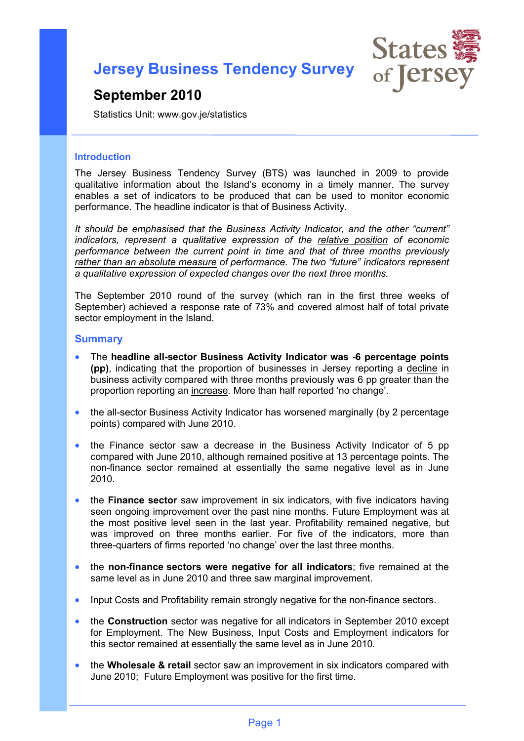# Jersey Business Tendency Survey

## September 2010

Statistics Unit: www.gov.je/statistics

### Introduction

The Jersey Business Tendency Survey (BTS) was launched in 2009 to provide qualitative information about the Island's economy in a timely manner. The survey enables a set of indicators to be produced that can be used to monitor economic performance. The headline indicator is that of Business Activity.

*It should be emphasised that the Business Activity Indicator, and the other "current" indicators, represent a qualitative expression of the relative position of economic performance between the current point in time and that of three months previously rather than an absolute measure of performance. The two "future" indicators represent a qualitative expression of expected changes over the next three months.*

The September 2010 round of the survey (which ran in the first three weeks of September) achieved a response rate of 73% and covered almost half of total private sector employment in the Island.

### Summary

- The **headline all-sector Business Activity Indicator was -6 percentage points (pp)**, indicating that the proportion of businesses in Jersey reporting a decline in business activity compared with three months previously was 6 pp greater than the proportion reporting an increase. More than half reported 'no change'.
- the all-sector Business Activity Indicator has worsened marginally (by 2 percentage points) compared with June 2010.
- the Finance sector saw a decrease in the Business Activity Indicator of 5 pp compared with June 2010, although remained positive at 13 percentage points. The non-finance sector remained at essentially the same negative level as in June 2010.
- the **Finance sector** saw improvement in six indicators, with five indicators having seen ongoing improvement over the past nine months. Future Employment was at the most positive level seen in the last year. Profitability remained negative, but was improved on three months earlier. For five of the indicators, more than three-quarters of firms reported 'no change' over the last three months.
- the **non-finance sectors were negative for all indicators**; five remained at the same level as in June 2010 and three saw marginal improvement.
- Input Costs and Profitability remain strongly negative for the non-finance sectors.
- the **Construction** sector was negative for all indicators in September 2010 except for Employment. The New Business, Input Costs and Employment indicators for this sector remained at essentially the same level as in June 2010.
- the **Wholesale & retail** sector saw an improvement in six indicators compared with June 2010; Future Employment was positive for the first time.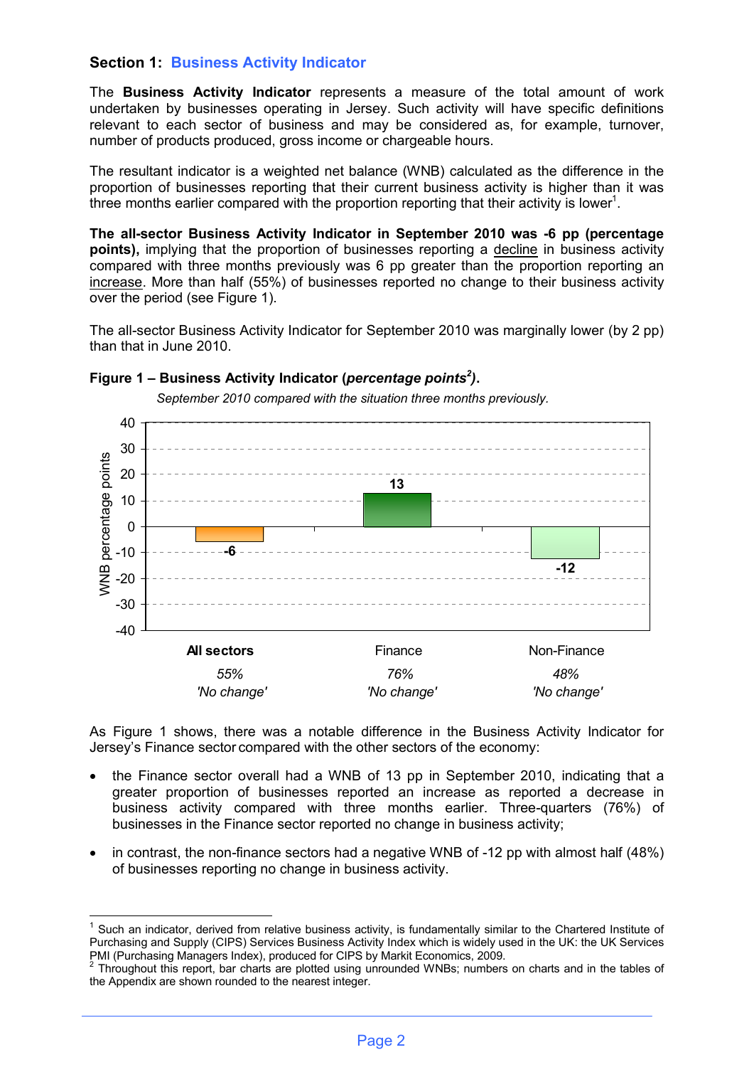## Section 1: Business Activity Indicator

The **Business Activity Indicator** represents a measure of the total amount of work undertaken by businesses operating in Jersey. Such activity will have specific definitions relevant to each sector of business and may be considered as, for example, turnover, number of products produced, gross income or chargeable hours.

The resultant indicator is a weighted net balance (WNB) calculated as the difference in the proportion of businesses reporting that their current business activity is higher than it was three months earlier compared with the proportion reporting that their activity is lower[1].

**The all-sector Business Activity Indicator in September 2010 was -6 pp (percentage points),** implying that the proportion of businesses reporting a decline in business activity compared with three months previously was 6 pp greater than the proportion reporting an increase. More than half (55%) of businesses reported no change to their business activity over the period (see Figure 1).

The all-sector Business Activity Indicator for September 2010 was marginally lower (by 2 pp) than that in June 2010.

**Figure 1 – Business Activity Indicator (*percentage points*[2]).**

*September 2010 compared with the situation three months previously.*

| | All sectors | Finance | Non-Finance |
|---|---|---|---|
| WNB percentage points | -6 | 13 | -12 |
| 'No change' | 55% | 76% | 48% |

As Figure 1 shows, there was a notable difference in the Business Activity Indicator for Jersey's Finance sector compared with the other sectors of the economy:

- the Finance sector overall had a WNB of 13 pp in September 2010, indicating that a greater proportion of businesses reported an increase as reported a decrease in business activity compared with three months earlier. Three-quarters (76%) of businesses in the Finance sector reported no change in business activity;
- in contrast, the non-finance sectors had a negative WNB of -12 pp with almost half (48%) of businesses reporting no change in business activity.

---

[1] Such an indicator, derived from relative business activity, is fundamentally similar to the Chartered Institute of Purchasing and Supply (CIPS) Services Business Activity Index which is widely used in the UK: the UK Services PMI (Purchasing Managers Index), produced for CIPS by Markit Economics, 2009.

[2] Throughout this report, bar charts are plotted using unrounded WNBs; numbers on charts and in the tables of the Appendix are shown rounded to the nearest integer.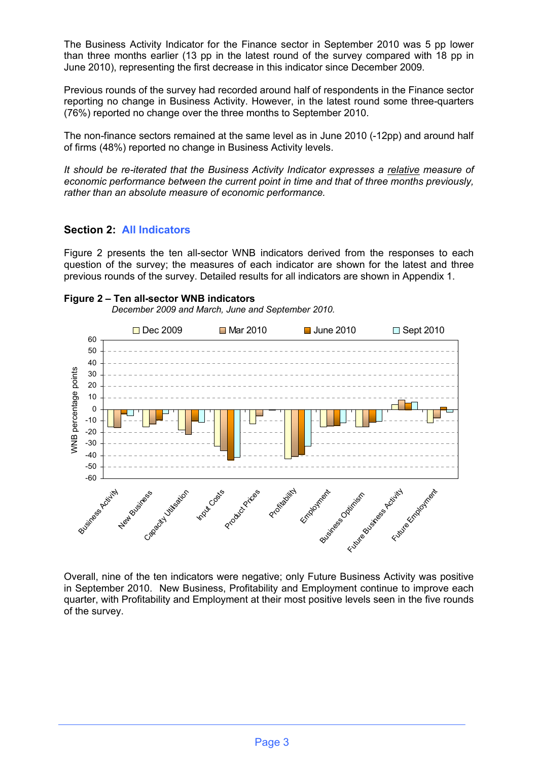The Business Activity Indicator for the Finance sector in September 2010 was 5 pp lower than three months earlier (13 pp in the latest round of the survey compared with 18 pp in June 2010), representing the first decrease in this indicator since December 2009.

Previous rounds of the survey had recorded around half of respondents in the Finance sector reporting no change in Business Activity. However, in the latest round some three-quarters (76%) reported no change over the three months to September 2010.

The non-finance sectors remained at the same level as in June 2010 (-12pp) and around half of firms (48%) reported no change in Business Activity levels.

*It should be re-iterated that the Business Activity Indicator expresses a relative measure of economic performance between the current point in time and that of three months previously, rather than an absolute measure of economic performance.*

## Section 2: All Indicators

Figure 2 presents the ten all-sector WNB indicators derived from the responses to each question of the survey; the measures of each indicator are shown for the latest and three previous rounds of the survey. Detailed results for all indicators are shown in Appendix 1.

**Figure 2 – Ten all-sector WNB indicators**

*December 2009 and March, June and September 2010.*

Overall, nine of the ten indicators were negative; only Future Business Activity was positive in September 2010. New Business, Profitability and Employment continue to improve each quarter, with Profitability and Employment at their most positive levels seen in the five rounds of the survey.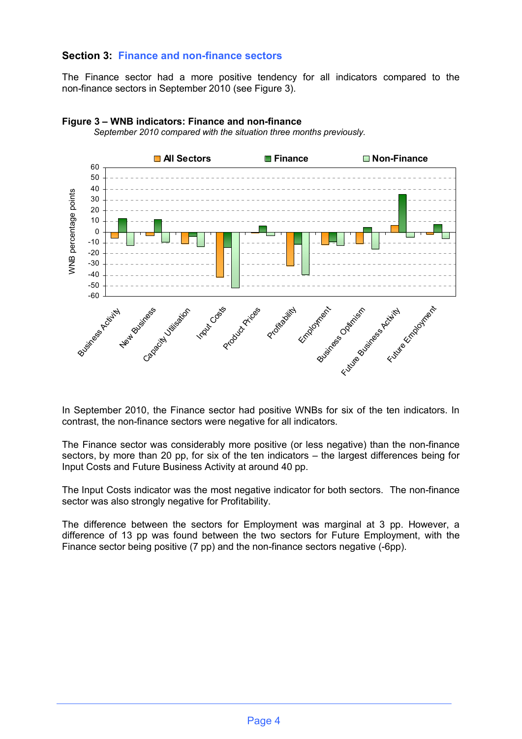### Section 3: Finance and non-finance sectors

The Finance sector had a more positive tendency for all indicators compared to the non-finance sectors in September 2010 (see Figure 3).

**Figure 3 – WNB indicators: Finance and non-finance**

*September 2010 compared with the situation three months previously.*

In September 2010, the Finance sector had positive WNBs for six of the ten indicators. In contrast, the non-finance sectors were negative for all indicators.

The Finance sector was considerably more positive (or less negative) than the non-finance sectors, by more than 20 pp, for six of the ten indicators – the largest differences being for Input Costs and Future Business Activity at around 40 pp.

The Input Costs indicator was the most negative indicator for both sectors. The non-finance sector was also strongly negative for Profitability.

The difference between the sectors for Employment was marginal at 3 pp. However, a difference of 13 pp was found between the two sectors for Future Employment, with the Finance sector being positive (7 pp) and the non-finance sectors negative (-6pp).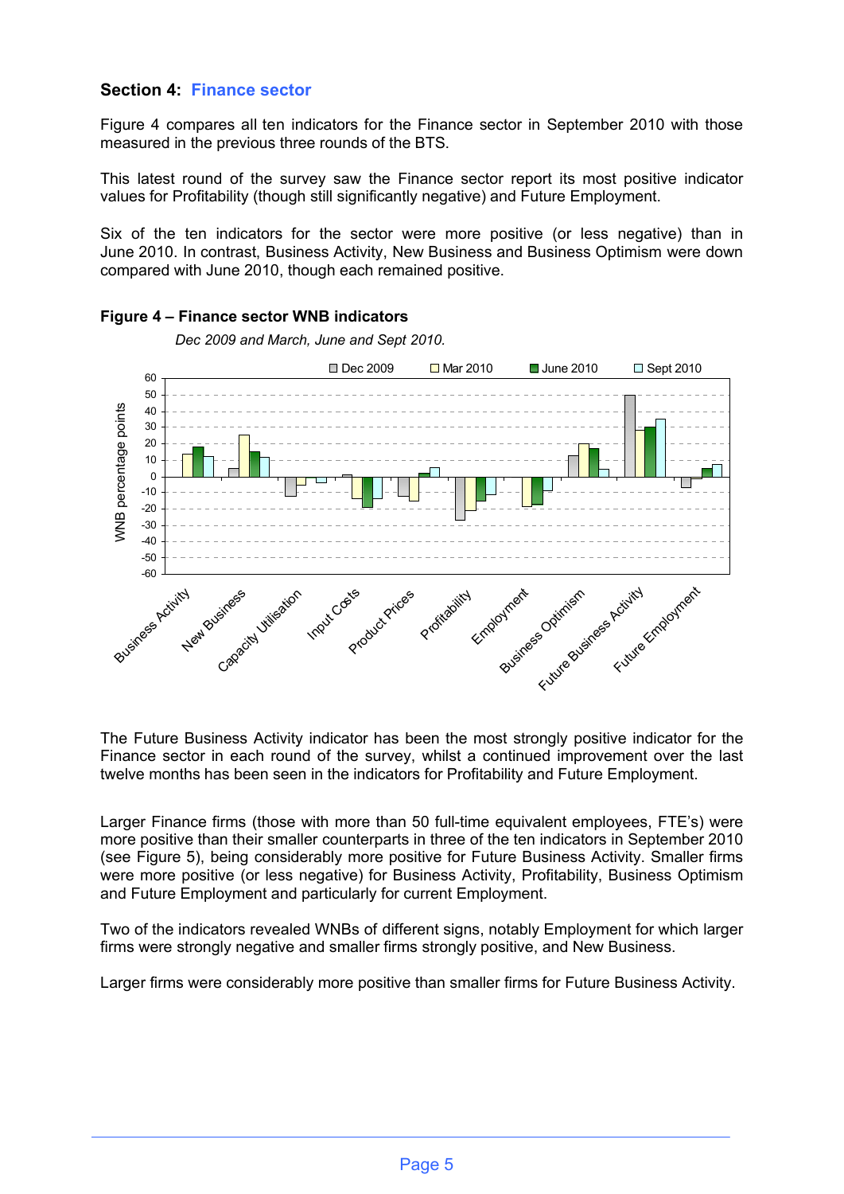## Section 4: Finance sector

Figure 4 compares all ten indicators for the Finance sector in September 2010 with those measured in the previous three rounds of the BTS.

This latest round of the survey saw the Finance sector report its most positive indicator values for Profitability (though still significantly negative) and Future Employment.

Six of the ten indicators for the sector were more positive (or less negative) than in June 2010. In contrast, Business Activity, New Business and Business Optimism were down compared with June 2010, though each remained positive.

**Figure 4 – Finance sector WNB indicators**

*Dec 2009 and March, June and Sept 2010.*

The Future Business Activity indicator has been the most strongly positive indicator for the Finance sector in each round of the survey, whilst a continued improvement over the last twelve months has been seen in the indicators for Profitability and Future Employment.

Larger Finance firms (those with more than 50 full-time equivalent employees, FTE's) were more positive than their smaller counterparts in three of the ten indicators in September 2010 (see Figure 5), being considerably more positive for Future Business Activity. Smaller firms were more positive (or less negative) for Business Activity, Profitability, Business Optimism and Future Employment and particularly for current Employment.

Two of the indicators revealed WNBs of different signs, notably Employment for which larger firms were strongly negative and smaller firms strongly positive, and New Business.

Larger firms were considerably more positive than smaller firms for Future Business Activity.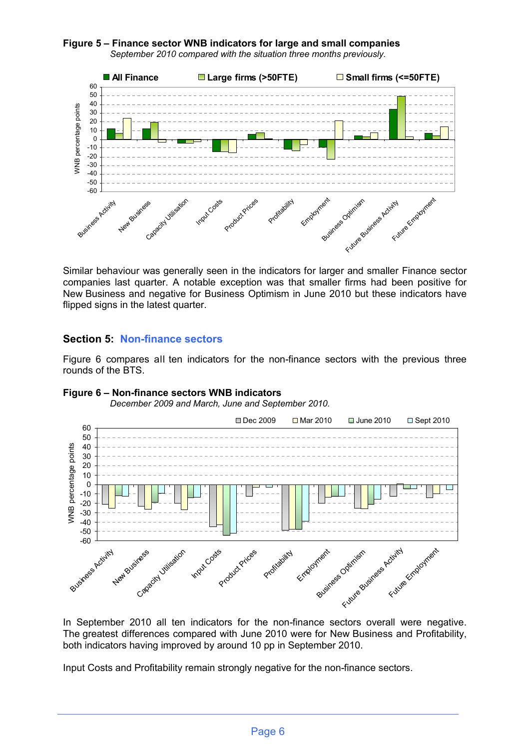**Figure 5 – Finance sector WNB indicators for large and small companies**
*September 2010 compared with the situation three months previously.*

Similar behaviour was generally seen in the indicators for larger and smaller Finance sector companies last quarter. A notable exception was that smaller firms had been positive for New Business and negative for Business Optimism in June 2010 but these indicators have flipped signs in the latest quarter.

## Section 5: Non-finance sectors

Figure 6 compares all ten indicators for the non-finance sectors with the previous three rounds of the BTS.

**Figure 6 – Non-finance sectors WNB indicators**
*December 2009 and March, June and September 2010.*

In September 2010 all ten indicators for the non-finance sectors overall were negative. The greatest differences compared with June 2010 were for New Business and Profitability, both indicators having improved by around 10 pp in September 2010.

Input Costs and Profitability remain strongly negative for the non-finance sectors.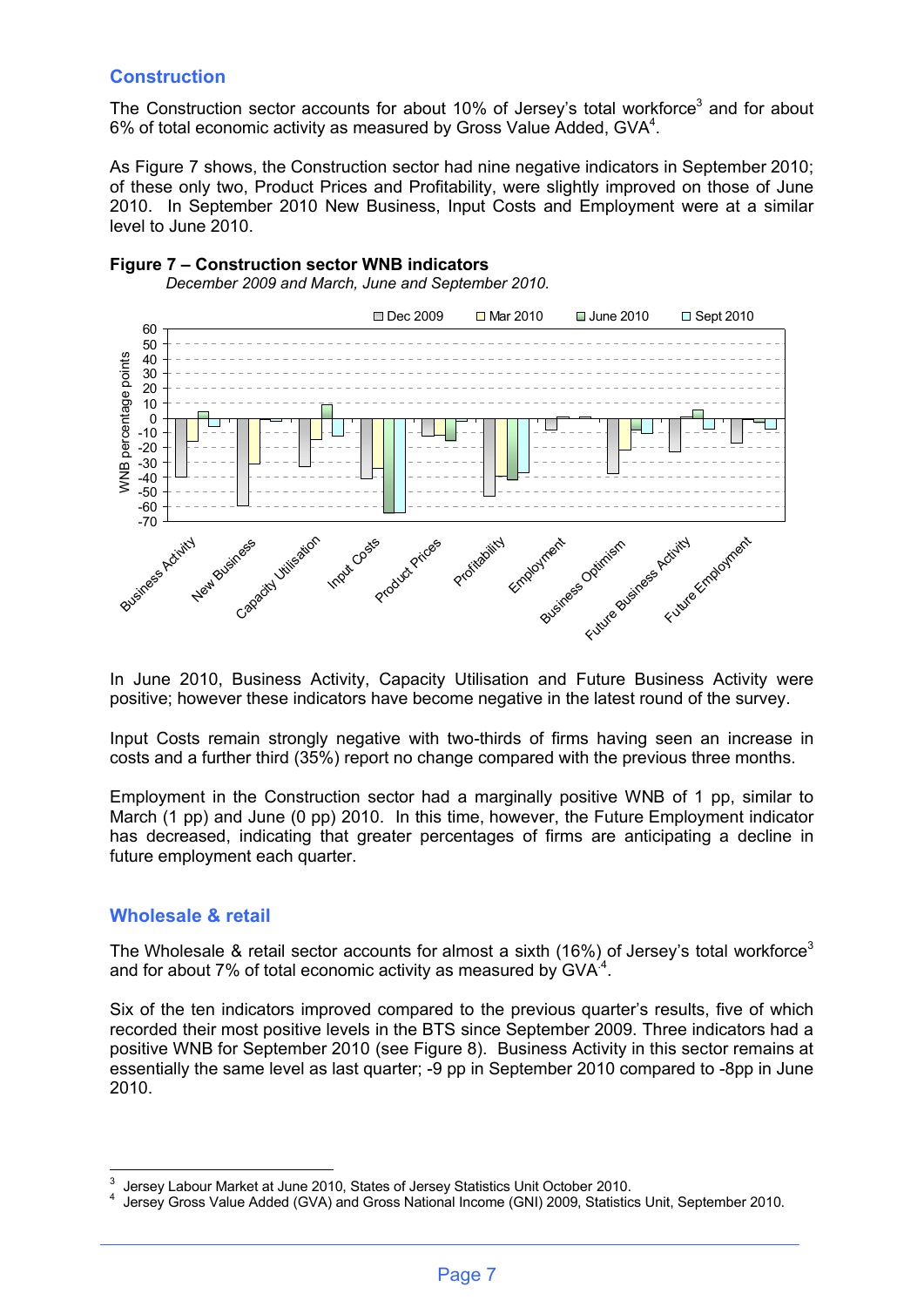## Construction

The Construction sector accounts for about 10% of Jersey's total workforce[3] and for about 6% of total economic activity as measured by Gross Value Added, GVA[4].

As Figure 7 shows, the Construction sector had nine negative indicators in September 2010; of these only two, Product Prices and Profitability, were slightly improved on those of June 2010. In September 2010 New Business, Input Costs and Employment were at a similar level to June 2010.

**Figure 7 – Construction sector WNB indicators**

*December 2009 and March, June and September 2010.*

In June 2010, Business Activity, Capacity Utilisation and Future Business Activity were positive; however these indicators have become negative in the latest round of the survey.

Input Costs remain strongly negative with two-thirds of firms having seen an increase in costs and a further third (35%) report no change compared with the previous three months.

Employment in the Construction sector had a marginally positive WNB of 1 pp, similar to March (1 pp) and June (0 pp) 2010. In this time, however, the Future Employment indicator has decreased, indicating that greater percentages of firms are anticipating a decline in future employment each quarter.

## Wholesale & retail

The Wholesale & retail sector accounts for almost a sixth (16%) of Jersey's total workforce[3] and for about 7% of total economic activity as measured by GVA[4].

Six of the ten indicators improved compared to the previous quarter's results, five of which recorded their most positive levels in the BTS since September 2009. Three indicators had a positive WNB for September 2010 (see Figure 8). Business Activity in this sector remains at essentially the same level as last quarter; -9 pp in September 2010 compared to -8pp in June 2010.

---

[3] Jersey Labour Market at June 2010, States of Jersey Statistics Unit October 2010.

[4] Jersey Gross Value Added (GVA) and Gross National Income (GNI) 2009, Statistics Unit, September 2010.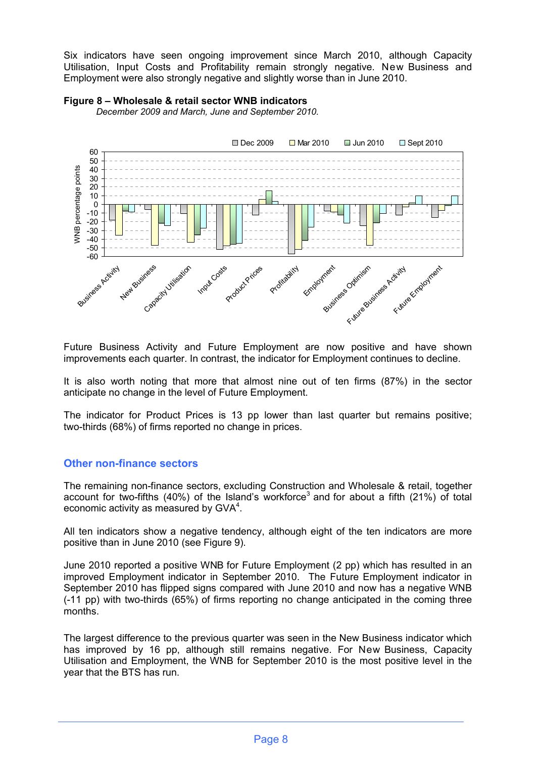Six indicators have seen ongoing improvement since March 2010, although Capacity Utilisation, Input Costs and Profitability remain strongly negative. New Business and Employment were also strongly negative and slightly worse than in June 2010.

**Figure 8 – Wholesale & retail sector WNB indicators**

*December 2009 and March, June and September 2010.*

Future Business Activity and Future Employment are now positive and have shown improvements each quarter. In contrast, the indicator for Employment continues to decline.

It is also worth noting that more that almost nine out of ten firms (87%) in the sector anticipate no change in the level of Future Employment.

The indicator for Product Prices is 13 pp lower than last quarter but remains positive; two-thirds (68%) of firms reported no change in prices.

## Other non-finance sectors

The remaining non-finance sectors, excluding Construction and Wholesale & retail, together account for two-fifths (40%) of the Island's workforce[3] and for about a fifth (21%) of total economic activity as measured by GVA[4].

All ten indicators show a negative tendency, although eight of the ten indicators are more positive than in June 2010 (see Figure 9).

June 2010 reported a positive WNB for Future Employment (2 pp) which has resulted in an improved Employment indicator in September 2010. The Future Employment indicator in September 2010 has flipped signs compared with June 2010 and now has a negative WNB (-11 pp) with two-thirds (65%) of firms reporting no change anticipated in the coming three months.

The largest difference to the previous quarter was seen in the New Business indicator which has improved by 16 pp, although still remains negative. For New Business, Capacity Utilisation and Employment, the WNB for September 2010 is the most positive level in the year that the BTS has run.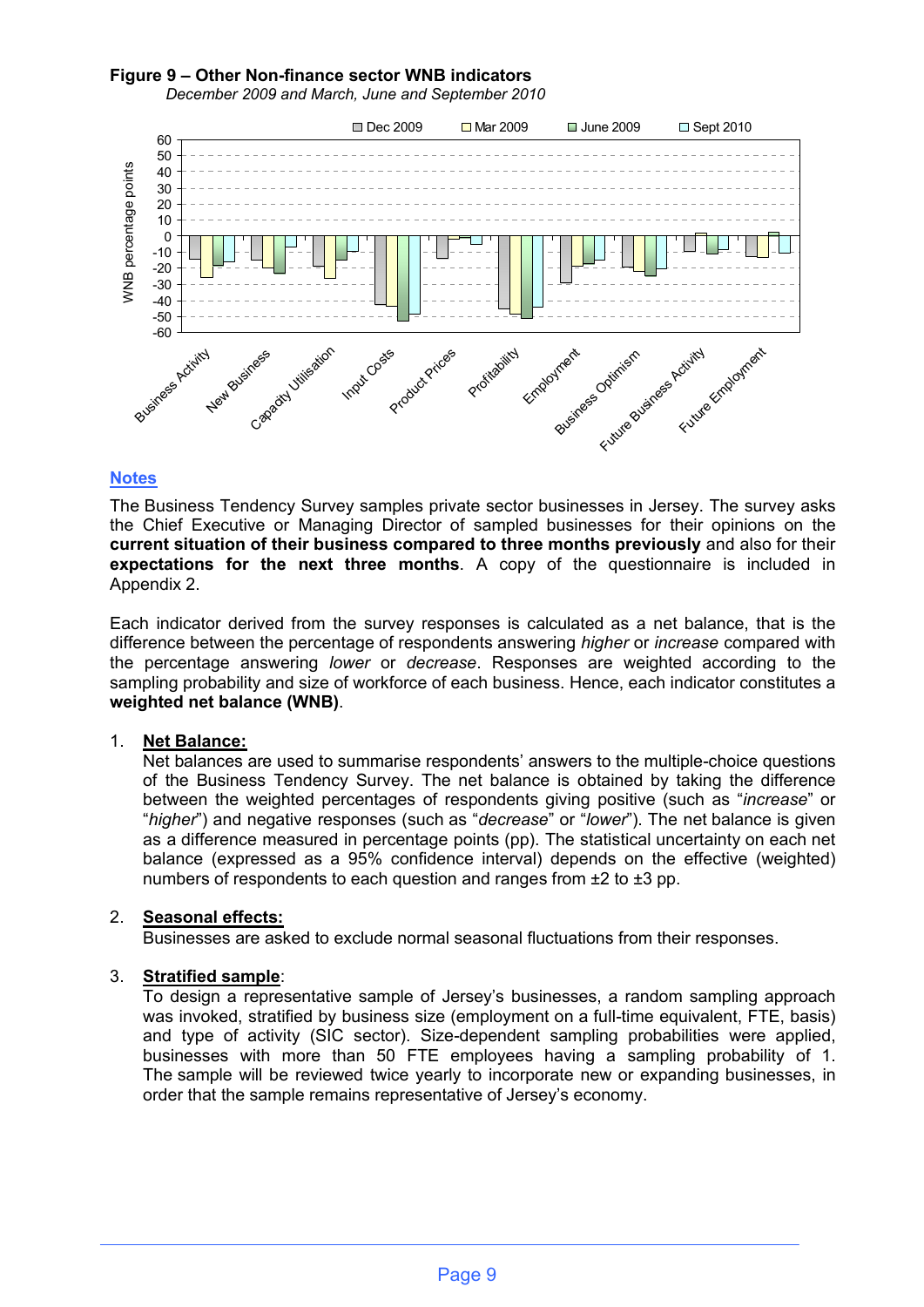**Figure 9 – Other Non-finance sector WNB indicators**

*December 2009 and March, June and September 2010*

## Notes

The Business Tendency Survey samples private sector businesses in Jersey. The survey asks the Chief Executive or Managing Director of sampled businesses for their opinions on the **current situation of their business compared to three months previously** and also for their **expectations for the next three months**. A copy of the questionnaire is included in Appendix 2.

Each indicator derived from the survey responses is calculated as a net balance, that is the difference between the percentage of respondents answering *higher* or *increase* compared with the percentage answering *lower* or *decrease*. Responses are weighted according to the sampling probability and size of workforce of each business. Hence, each indicator constitutes a **weighted net balance (WNB)**.

1. **Net Balance:**
   Net balances are used to summarise respondents' answers to the multiple-choice questions of the Business Tendency Survey. The net balance is obtained by taking the difference between the weighted percentages of respondents giving positive (such as "*increase*" or "*higher*") and negative responses (such as "*decrease*" or "*lower*"). The net balance is given as a difference measured in percentage points (pp). The statistical uncertainty on each net balance (expressed as a 95% confidence interval) depends on the effective (weighted) numbers of respondents to each question and ranges from ±2 to ±3 pp.

2. **Seasonal effects:**
   Businesses are asked to exclude normal seasonal fluctuations from their responses.

3. **Stratified sample**:
   To design a representative sample of Jersey's businesses, a random sampling approach was invoked, stratified by business size (employment on a full-time equivalent, FTE, basis) and type of activity (SIC sector). Size-dependent sampling probabilities were applied, businesses with more than 50 FTE employees having a sampling probability of 1. The sample will be reviewed twice yearly to incorporate new or expanding businesses, in order that the sample remains representative of Jersey's economy.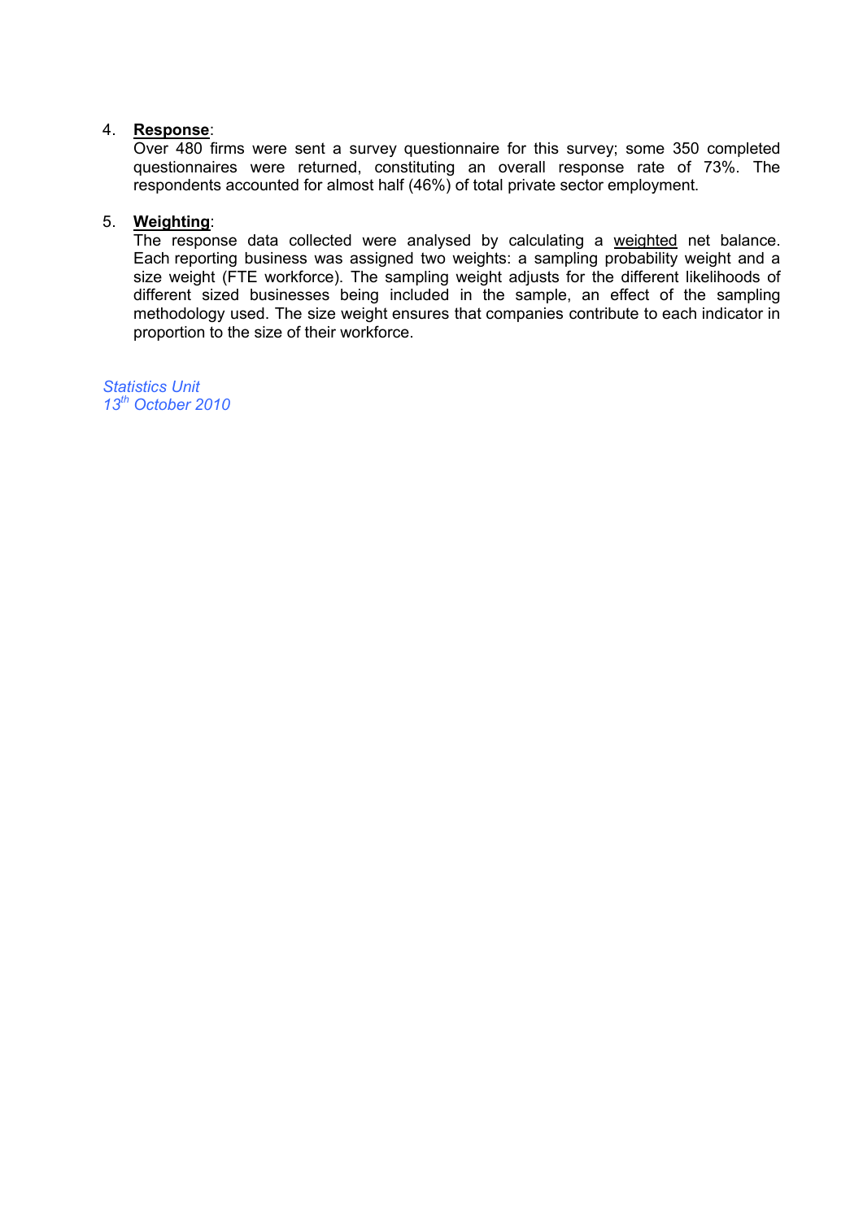4. **Response**:
   Over 480 firms were sent a survey questionnaire for this survey; some 350 completed questionnaires were returned, constituting an overall response rate of 73%. The respondents accounted for almost half (46%) of total private sector employment.

5. **Weighting**:
   The response data collected were analysed by calculating a weighted net balance. Each reporting business was assigned two weights: a sampling probability weight and a size weight (FTE workforce). The sampling weight adjusts for the different likelihoods of different sized businesses being included in the sample, an effect of the sampling methodology used. The size weight ensures that companies contribute to each indicator in proportion to the size of their workforce.

*Statistics Unit*
*13th October 2010*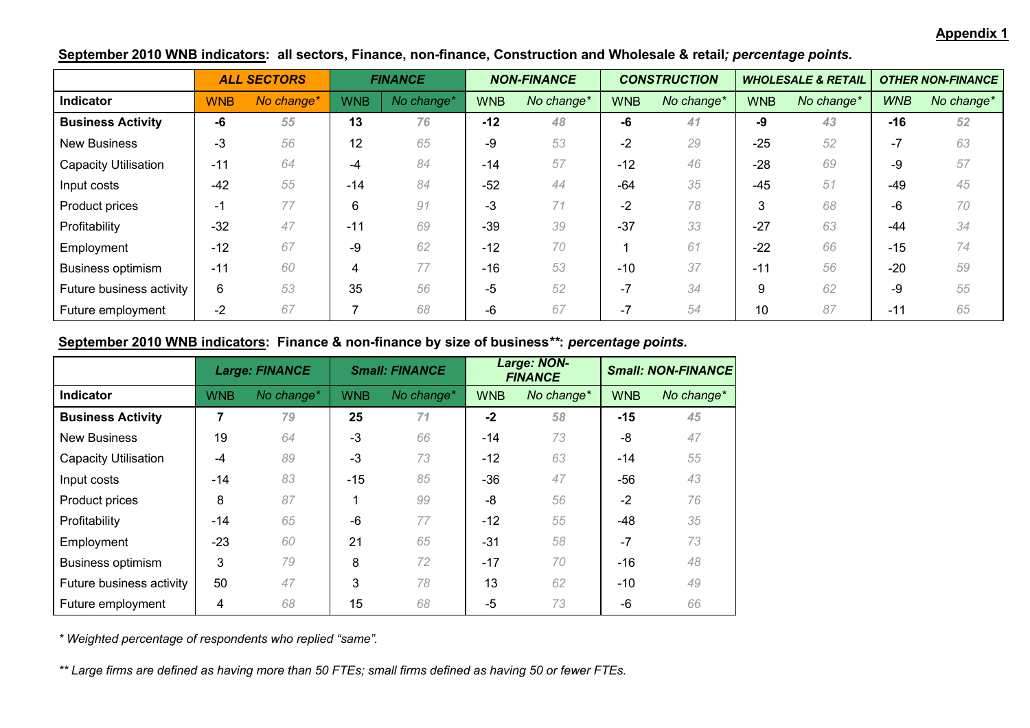**Appendix 1**

**September 2010 WNB indicators**: **all sectors, Finance, non-finance, Construction and Wholesale & retail*; percentage points.***

| | ***ALL SECTORS*** | | ***FINANCE*** | | ***NON-FINANCE*** | | ***CONSTRUCTION*** | | ***WHOLESALE & RETAIL*** | | ***OTHER NON-FINANCE*** | |
|---|---|---|---|---|---|---|---|---|---|---|---|---|
| **Indicator** | WNB | *No change** | WNB | *No change** | WNB | *No change** | WNB | *No change** | WNB | *No change** | *WNB* | *No change** |
| **Business Activity** | **-6** | ***55*** | **13** | ***76*** | **-12** | ***48*** | **-6** | ***41*** | **-9** | ***43*** | **-16** | ***52*** |
| New Business | -3 | *56* | 12 | *65* | -9 | *53* | -2 | *29* | -25 | *52* | -7 | *63* |
| Capacity Utilisation | -11 | *64* | -4 | *84* | -14 | *57* | -12 | *46* | -28 | *69* | -9 | *57* |
| Input costs | -42 | *55* | -14 | *84* | -52 | *44* | -64 | *35* | -45 | *51* | -49 | *45* |
| Product prices | -1 | *77* | 6 | *91* | -3 | *71* | -2 | *78* | 3 | *68* | -6 | *70* |
| Profitability | -32 | *47* | -11 | *69* | -39 | *39* | -37 | *33* | -27 | *63* | -44 | *34* |
| Employment | -12 | *67* | -9 | *62* | -12 | *70* | 1 | *61* | -22 | *66* | -15 | *74* |
| Business optimism | -11 | *60* | 4 | *77* | -16 | *53* | -10 | *37* | -11 | *56* | -20 | *59* |
| Future business activity | 6 | *53* | 35 | *56* | -5 | *52* | -7 | *34* | 9 | *62* | -9 | *55* |
| Future employment | -2 | *67* | 7 | *68* | -6 | *67* | -7 | *54* | 10 | *87* | -11 | *65* |

**September 2010 WNB indicators**: **Finance & non-finance by size of business****: ***percentage points.***

| | ***Large: FINANCE*** | | ***Small: FINANCE*** | | ***Large: NON-FINANCE*** | | ***Small: NON-FINANCE*** | |
|---|---|---|---|---|---|---|---|---|
| **Indicator** | WNB | *No change** | WNB | *No change** | WNB | *No change** | WNB | *No change** |
| **Business Activity** | **7** | ***79*** | **25** | ***71*** | **-2** | ***58*** | **-15** | ***45*** |
| New Business | 19 | *64* | -3 | *66* | -14 | *73* | -8 | *47* |
| Capacity Utilisation | -4 | *89* | -3 | *73* | -12 | *63* | -14 | *55* |
| Input costs | -14 | *83* | -15 | *85* | -36 | *47* | -56 | *43* |
| Product prices | 8 | *87* | 1 | *99* | -8 | *56* | -2 | *76* |
| Profitability | -14 | *65* | -6 | *77* | -12 | *55* | -48 | *35* |
| Employment | -23 | *60* | 21 | *65* | -31 | *58* | -7 | *73* |
| Business optimism | 3 | *79* | 8 | *72* | -17 | *70* | -16 | *48* |
| Future business activity | 50 | *47* | 3 | *78* | 13 | *62* | -10 | *49* |
| Future employment | 4 | *68* | 15 | *68* | -5 | *73* | -6 | *66* |

*\* Weighted percentage of respondents who replied "same".*

*\*\* Large firms are defined as having more than 50 FTEs; small firms defined as having 50 or fewer FTEs.*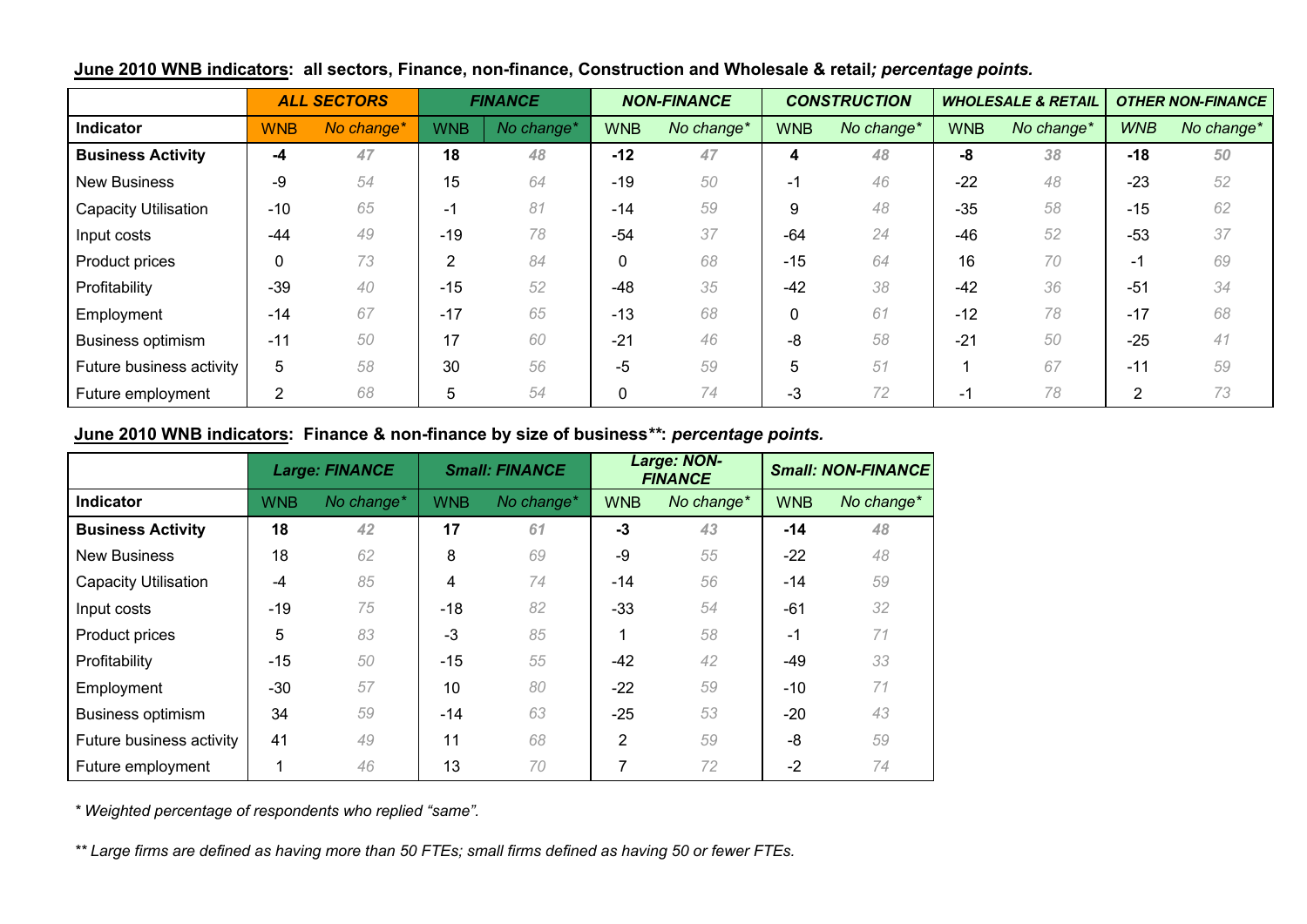**June 2010 WNB indicators**: all sectors, Finance, non-finance, Construction and Wholesale & retail*; percentage points.*

| | *ALL SECTORS* | | *FINANCE* | | *NON-FINANCE* | | *CONSTRUCTION* | | *WHOLESALE & RETAIL* | | *OTHER NON-FINANCE* | |
|---|---|---|---|---|---|---|---|---|---|---|---|---|
| **Indicator** | WNB | *No change** | WNB | *No change** | WNB | *No change** | WNB | *No change** | WNB | *No change** | *WNB* | *No change** |
| **Business Activity** | **-4** | ***47*** | **18** | ***48*** | **-12** | ***47*** | **4** | ***48*** | **-8** | ***38*** | **-18** | ***50*** |
| New Business | -9 | *54* | 15 | *64* | -19 | *50* | -1 | *46* | -22 | *48* | -23 | *52* |
| Capacity Utilisation | -10 | *65* | -1 | *81* | -14 | *59* | 9 | *48* | -35 | *58* | -15 | *62* |
| Input costs | -44 | *49* | -19 | *78* | -54 | *37* | -64 | *24* | -46 | *52* | -53 | *37* |
| Product prices | 0 | *73* | 2 | *84* | 0 | *68* | -15 | *64* | 16 | *70* | -1 | *69* |
| Profitability | -39 | *40* | -15 | *52* | -48 | *35* | -42 | *38* | -42 | *36* | -51 | *34* |
| Employment | -14 | *67* | -17 | *65* | -13 | *68* | 0 | *61* | -12 | *78* | -17 | *68* |
| Business optimism | -11 | *50* | 17 | *60* | -21 | *46* | -8 | *58* | -21 | *50* | -25 | *41* |
| Future business activity | 5 | *58* | 30 | *56* | -5 | *59* | 5 | *51* | 1 | *67* | -11 | *59* |
| Future employment | 2 | *68* | 5 | *54* | 0 | *74* | -3 | *72* | -1 | *78* | 2 | *73* |

**June 2010 WNB indicators**: Finance & non-finance by size of business**: *percentage points.*

| | *Large: FINANCE* | | *Small: FINANCE* | | *Large: NON-FINANCE* | | *Small: NON-FINANCE* | |
|---|---|---|---|---|---|---|---|---|
| **Indicator** | WNB | *No change** | WNB | *No change** | WNB | *No change** | WNB | *No change** |
| **Business Activity** | **18** | ***42*** | **17** | ***61*** | **-3** | ***43*** | **-14** | ***48*** |
| New Business | 18 | *62* | 8 | *69* | -9 | *55* | -22 | *48* |
| Capacity Utilisation | -4 | *85* | 4 | *74* | -14 | *56* | -14 | *59* |
| Input costs | -19 | *75* | -18 | *82* | -33 | *54* | -61 | *32* |
| Product prices | 5 | *83* | -3 | *85* | 1 | *58* | -1 | *71* |
| Profitability | -15 | *50* | -15 | *55* | -42 | *42* | -49 | *33* |
| Employment | -30 | *57* | 10 | *80* | -22 | *59* | -10 | *71* |
| Business optimism | 34 | *59* | -14 | *63* | -25 | *53* | -20 | *43* |
| Future business activity | 41 | *49* | 11 | *68* | 2 | *59* | -8 | *59* |
| Future employment | 1 | *46* | 13 | *70* | 7 | *72* | -2 | *74* |

*\* Weighted percentage of respondents who replied "same".*

*\*\* Large firms are defined as having more than 50 FTEs; small firms defined as having 50 or fewer FTEs.*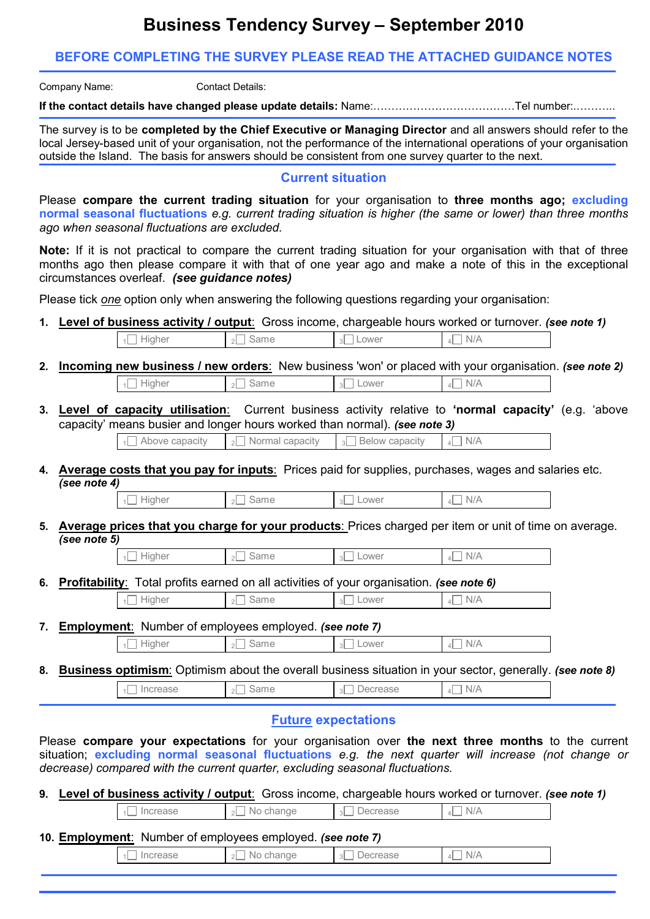# Business Tendency Survey – September 2010

## BEFORE COMPLETING THE SURVEY PLEASE READ THE ATTACHED GUIDANCE NOTES

Company Name: Contact Details:

**If the contact details have changed please update details:** Name:…………………………………Tel number:………..

The survey is to be **completed by the Chief Executive or Managing Director** and all answers should refer to the local Jersey-based unit of your organisation, not the performance of the international operations of your organisation outside the Island. The basis for answers should be consistent from one survey quarter to the next.

## Current situation

Please **compare the current trading situation** for your organisation to **three months ago; excluding normal seasonal fluctuations** *e.g. current trading situation is higher (the same or lower) than three months ago when seasonal fluctuations are excluded.*

**Note:** If it is not practical to compare the current trading situation for your organisation with that of three months ago then please compare it with that of one year ago and make a note of this in the exceptional circumstances overleaf. ***(see guidance notes)***

Please tick *one* option only when answering the following questions regarding your organisation:

1. **Level of business activity / output**: Gross income, chargeable hours worked or turnover. ***(see note 1)***

| 1☐ Higher | 2☐ Same | 3☐ Lower | 4☐ N/A |
|---|---|---|---|

2. **Incoming new business / new orders**: New business 'won' or placed with your organisation. ***(see note 2)***

| 1☐ Higher | 2☐ Same | 3☐ Lower | 4☐ N/A |
|---|---|---|---|

3. **Level of capacity utilisation**: Current business activity relative to **'normal capacity'** (e.g. 'above capacity' means busier and longer hours worked than normal). ***(see note 3)***

| 1☐ Above capacity | 2☐ Normal capacity | 3☐ Below capacity | 4☐ N/A |
|---|---|---|---|

4. **Average costs that you pay for inputs**: Prices paid for supplies, purchases, wages and salaries etc. ***(see note 4)***

| 1☐ Higher | 2☐ Same | 3☐ Lower | 4☐ N/A |
|---|---|---|---|

5. **Average prices that you charge for your products**: Prices charged per item or unit of time on average. ***(see note 5)***

| 1☐ Higher | 2☐ Same | 3☐ Lower | 4☐ N/A |
|---|---|---|---|

6. **Profitability**: Total profits earned on all activities of your organisation. ***(see note 6)***

| 1☐ Higher | 2☐ Same | 3☐ Lower | 4☐ N/A |
|---|---|---|---|

7. **Employment**: Number of employees employed. ***(see note 7)***

| 1☐ Higher | 2☐ Same | 3☐ Lower | 4☐ N/A |
|---|---|---|---|

8. **Business optimism**: Optimism about the overall business situation in your sector, generally. ***(see note 8)***

| 1☐ Increase | 2☐ Same | 3☐ Decrease | 4☐ N/A |
|---|---|---|---|

## Future expectations

Please **compare your expectations** for your organisation over **the next three months** to the current situation; **excluding normal seasonal fluctuations** *e.g. the next quarter will increase (not change or decrease) compared with the current quarter, excluding seasonal fluctuations.*

9. **Level of business activity / output**: Gross income, chargeable hours worked or turnover. ***(see note 1)***

| 1☐ Increase | 2☐ No change | 3☐ Decrease | 4☐ N/A |
|---|---|---|---|

10. **Employment**: Number of employees employed. ***(see note 7)***

| 1☐ Increase | 2☐ No change | 3☐ Decrease | 4☐ N/A |
|---|---|---|---|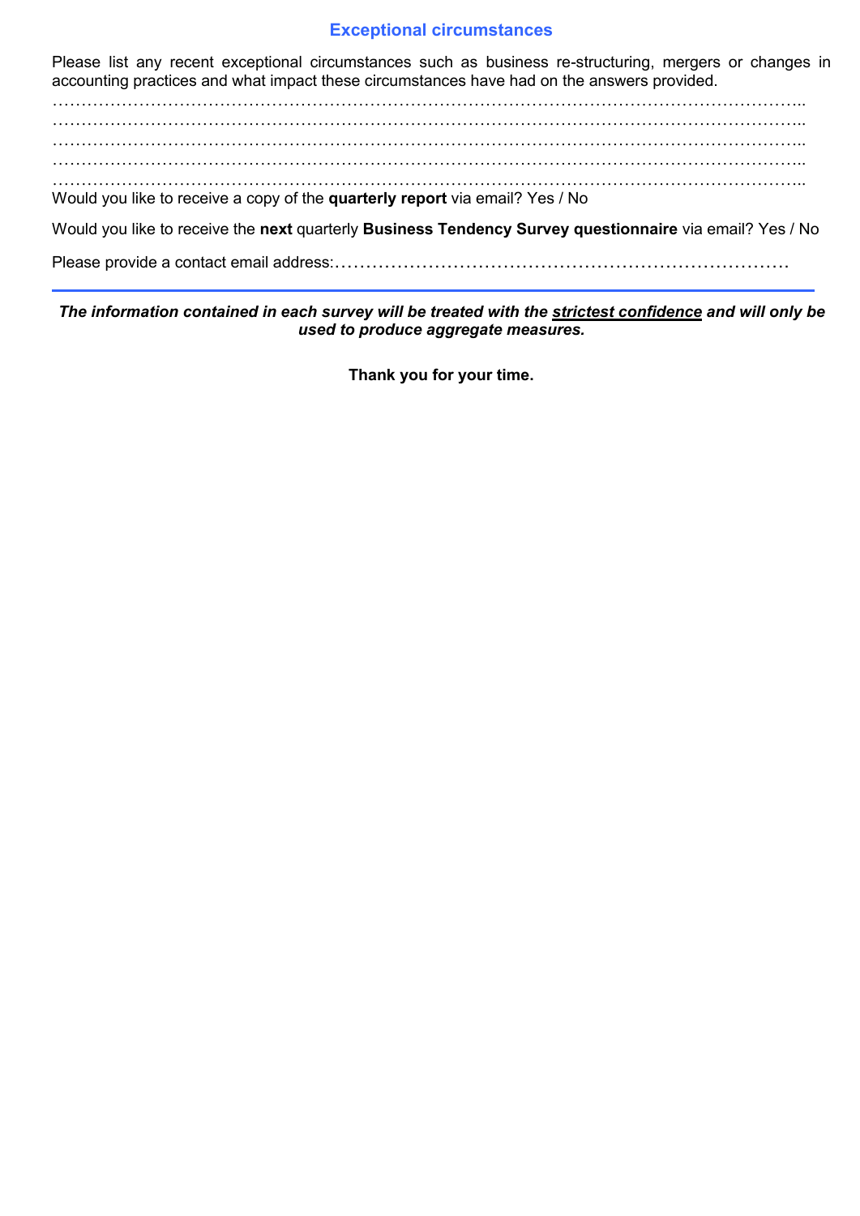## Exceptional circumstances

Please list any recent exceptional circumstances such as business re-structuring, mergers or changes in accounting practices and what impact these circumstances have had on the answers provided.

……………………………………………………………………………………………………………………..
……………………………………………………………………………………………………………………..
……………………………………………………………………………………………………………………..
……………………………………………………………………………………………………………………..
……………………………………………………………………………………………………………………..

Would you like to receive a copy of the **quarterly report** via email? Yes / No

Would you like to receive the **next** quarterly **Business Tendency Survey questionnaire** via email? Yes / No

Please provide a contact email address:……………………………………………………………………

---

***The information contained in each survey will be treated with the strictest confidence and will only be used to produce aggregate measures.***

**Thank you for your time.**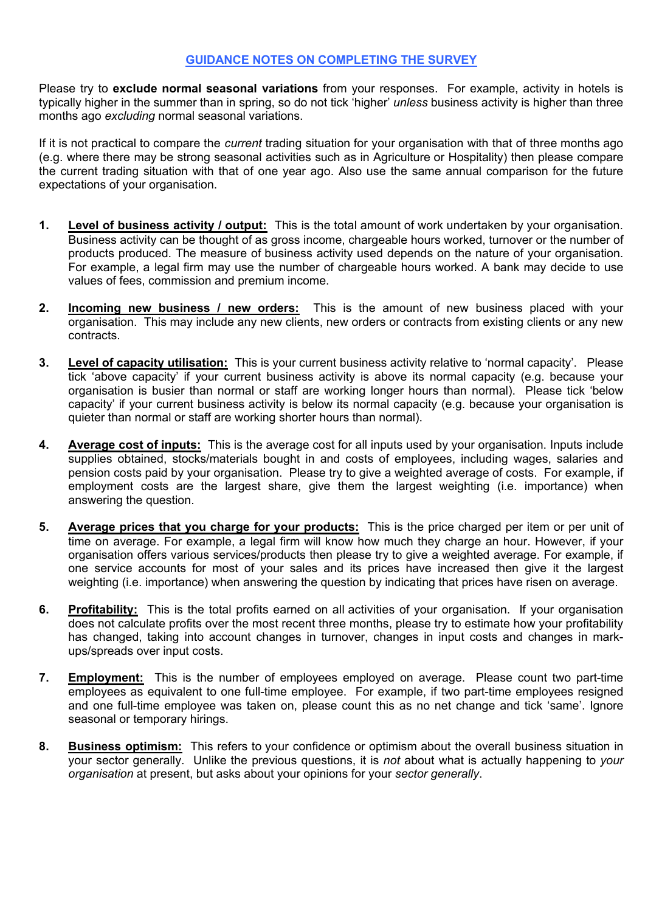## GUIDANCE NOTES ON COMPLETING THE SURVEY

Please try to **exclude normal seasonal variations** from your responses. For example, activity in hotels is typically higher in the summer than in spring, so do not tick 'higher' *unless* business activity is higher than three months ago *excluding* normal seasonal variations.

If it is not practical to compare the *current* trading situation for your organisation with that of three months ago (e.g. where there may be strong seasonal activities such as in Agriculture or Hospitality) then please compare the current trading situation with that of one year ago. Also use the same annual comparison for the future expectations of your organisation.

1. **Level of business activity / output:** This is the total amount of work undertaken by your organisation. Business activity can be thought of as gross income, chargeable hours worked, turnover or the number of products produced. The measure of business activity used depends on the nature of your organisation. For example, a legal firm may use the number of chargeable hours worked. A bank may decide to use values of fees, commission and premium income.

2. **Incoming new business / new orders:** This is the amount of new business placed with your organisation. This may include any new clients, new orders or contracts from existing clients or any new contracts.

3. **Level of capacity utilisation:** This is your current business activity relative to 'normal capacity'. Please tick 'above capacity' if your current business activity is above its normal capacity (e.g. because your organisation is busier than normal or staff are working longer hours than normal). Please tick 'below capacity' if your current business activity is below its normal capacity (e.g. because your organisation is quieter than normal or staff are working shorter hours than normal).

4. **Average cost of inputs:** This is the average cost for all inputs used by your organisation. Inputs include supplies obtained, stocks/materials bought in and costs of employees, including wages, salaries and pension costs paid by your organisation. Please try to give a weighted average of costs. For example, if employment costs are the largest share, give them the largest weighting (i.e. importance) when answering the question.

5. **Average prices that you charge for your products:** This is the price charged per item or per unit of time on average. For example, a legal firm will know how much they charge an hour. However, if your organisation offers various services/products then please try to give a weighted average. For example, if one service accounts for most of your sales and its prices have increased then give it the largest weighting (i.e. importance) when answering the question by indicating that prices have risen on average.

6. **Profitability:** This is the total profits earned on all activities of your organisation. If your organisation does not calculate profits over the most recent three months, please try to estimate how your profitability has changed, taking into account changes in turnover, changes in input costs and changes in mark-ups/spreads over input costs.

7. **Employment:** This is the number of employees employed on average. Please count two part-time employees as equivalent to one full-time employee. For example, if two part-time employees resigned and one full-time employee was taken on, please count this as no net change and tick 'same'. Ignore seasonal or temporary hirings.

8. **Business optimism:** This refers to your confidence or optimism about the overall business situation in your sector generally. Unlike the previous questions, it is *not* about what is actually happening to *your organisation* at present, but asks about your opinions for your *sector generally*.